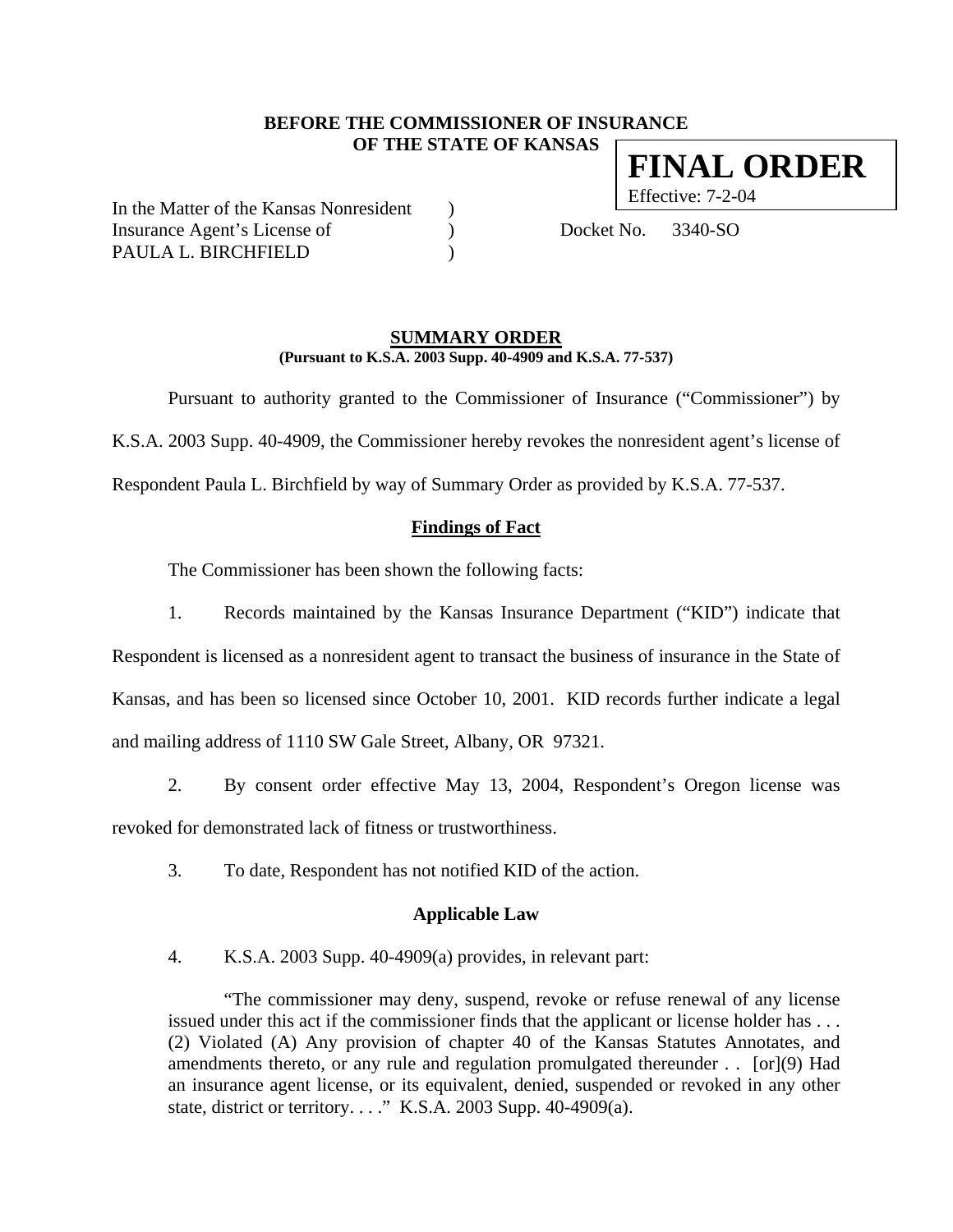**BEFORE THE COMMISSIONER OF INSURANCE**
**OF THE STATE OF KANSAS**

**FINAL ORDER**
Effective: 7-2-04

In the Matter of the Kansas Nonresident )
Insurance Agent's License of ) Docket No. 3340-SO
PAULA L. BIRCHFIELD )

## SUMMARY ORDER

**(Pursuant to K.S.A. 2003 Supp. 40-4909 and K.S.A. 77-537)**

Pursuant to authority granted to the Commissioner of Insurance ("Commissioner") by K.S.A. 2003 Supp. 40-4909, the Commissioner hereby revokes the nonresident agent's license of Respondent Paula L. Birchfield by way of Summary Order as provided by K.S.A. 77-537.

### Findings of Fact

The Commissioner has been shown the following facts:

1. Records maintained by the Kansas Insurance Department ("KID") indicate that Respondent is licensed as a nonresident agent to transact the business of insurance in the State of Kansas, and has been so licensed since October 10, 2001. KID records further indicate a legal and mailing address of 1110 SW Gale Street, Albany, OR 97321.

2. By consent order effective May 13, 2004, Respondent's Oregon license was revoked for demonstrated lack of fitness or trustworthiness.

3. To date, Respondent has not notified KID of the action.

### Applicable Law

4. K.S.A. 2003 Supp. 40-4909(a) provides, in relevant part:

> "The commissioner may deny, suspend, revoke or refuse renewal of any license issued under this act if the commissioner finds that the applicant or license holder has . . . (2) Violated (A) Any provision of chapter 40 of the Kansas Statutes Annotates, and amendments thereto, or any rule and regulation promulgated thereunder . . [or](9) Had an insurance agent license, or its equivalent, denied, suspended or revoked in any other state, district or territory. . . ." K.S.A. 2003 Supp. 40-4909(a).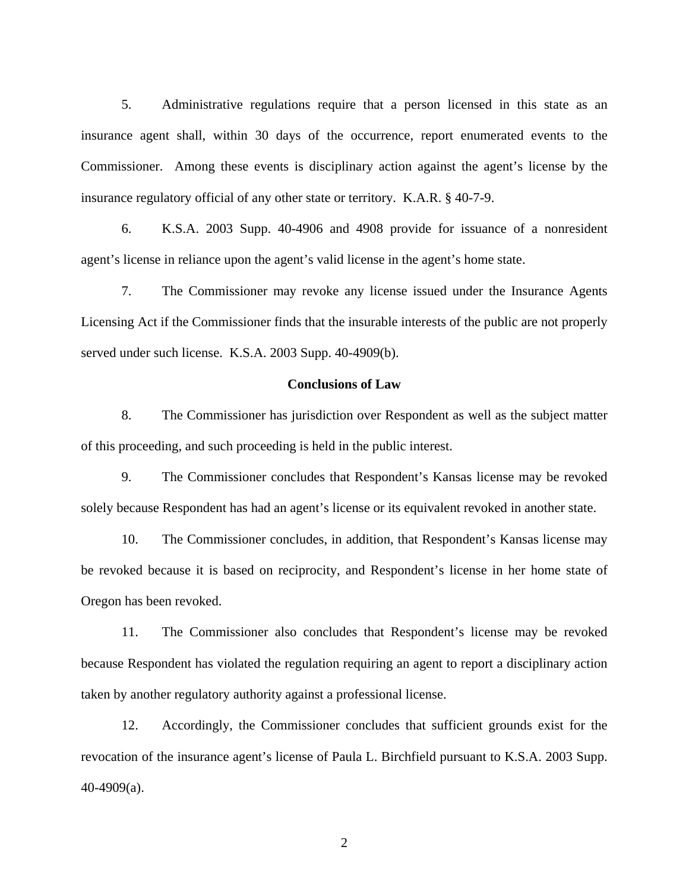5. Administrative regulations require that a person licensed in this state as an insurance agent shall, within 30 days of the occurrence, report enumerated events to the Commissioner. Among these events is disciplinary action against the agent's license by the insurance regulatory official of any other state or territory. K.A.R. § 40-7-9.

6. K.S.A. 2003 Supp. 40-4906 and 4908 provide for issuance of a nonresident agent's license in reliance upon the agent's valid license in the agent's home state.

7. The Commissioner may revoke any license issued under the Insurance Agents Licensing Act if the Commissioner finds that the insurable interests of the public are not properly served under such license. K.S.A. 2003 Supp. 40-4909(b).

**Conclusions of Law**

8. The Commissioner has jurisdiction over Respondent as well as the subject matter of this proceeding, and such proceeding is held in the public interest.

9. The Commissioner concludes that Respondent's Kansas license may be revoked solely because Respondent has had an agent's license or its equivalent revoked in another state.

10. The Commissioner concludes, in addition, that Respondent's Kansas license may be revoked because it is based on reciprocity, and Respondent's license in her home state of Oregon has been revoked.

11. The Commissioner also concludes that Respondent's license may be revoked because Respondent has violated the regulation requiring an agent to report a disciplinary action taken by another regulatory authority against a professional license.

12. Accordingly, the Commissioner concludes that sufficient grounds exist for the revocation of the insurance agent's license of Paula L. Birchfield pursuant to K.S.A. 2003 Supp. 40-4909(a).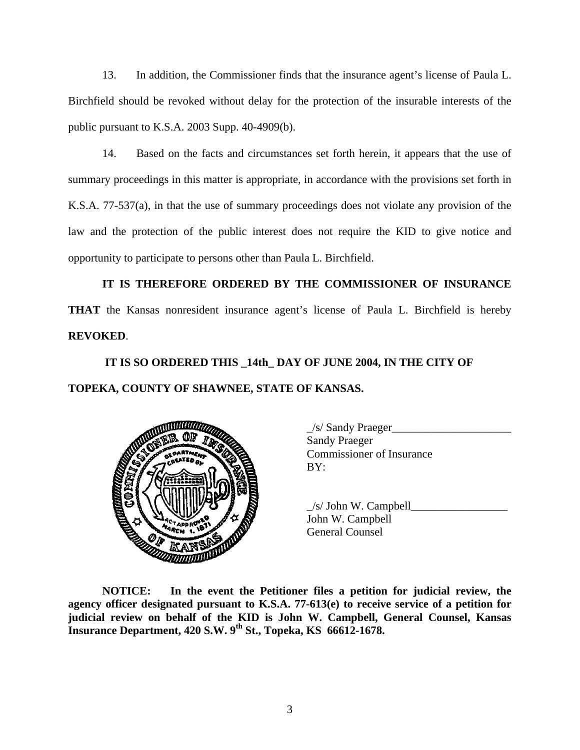13. In addition, the Commissioner finds that the insurance agent's license of Paula L. Birchfield should be revoked without delay for the protection of the insurable interests of the public pursuant to K.S.A. 2003 Supp. 40-4909(b).

14. Based on the facts and circumstances set forth herein, it appears that the use of summary proceedings in this matter is appropriate, in accordance with the provisions set forth in K.S.A. 77-537(a), in that the use of summary proceedings does not violate any provision of the law and the protection of the public interest does not require the KID to give notice and opportunity to participate to persons other than Paula L. Birchfield.

**IT IS THEREFORE ORDERED BY THE COMMISSIONER OF INSURANCE THAT** the Kansas nonresident insurance agent's license of Paula L. Birchfield is hereby **REVOKED**.

**IT IS SO ORDERED THIS _14th_ DAY OF JUNE 2004, IN THE CITY OF TOPEKA, COUNTY OF SHAWNEE, STATE OF KANSAS.**

_/s/ Sandy Praeger_____________________
Sandy Praeger
Commissioner of Insurance
BY:

_/s/ John W. Campbell_________________
John W. Campbell
General Counsel

**NOTICE: In the event the Petitioner files a petition for judicial review, the agency officer designated pursuant to K.S.A. 77-613(e) to receive service of a petition for judicial review on behalf of the KID is John W. Campbell, General Counsel, Kansas Insurance Department, 420 S.W. 9th St., Topeka, KS 66612-1678.**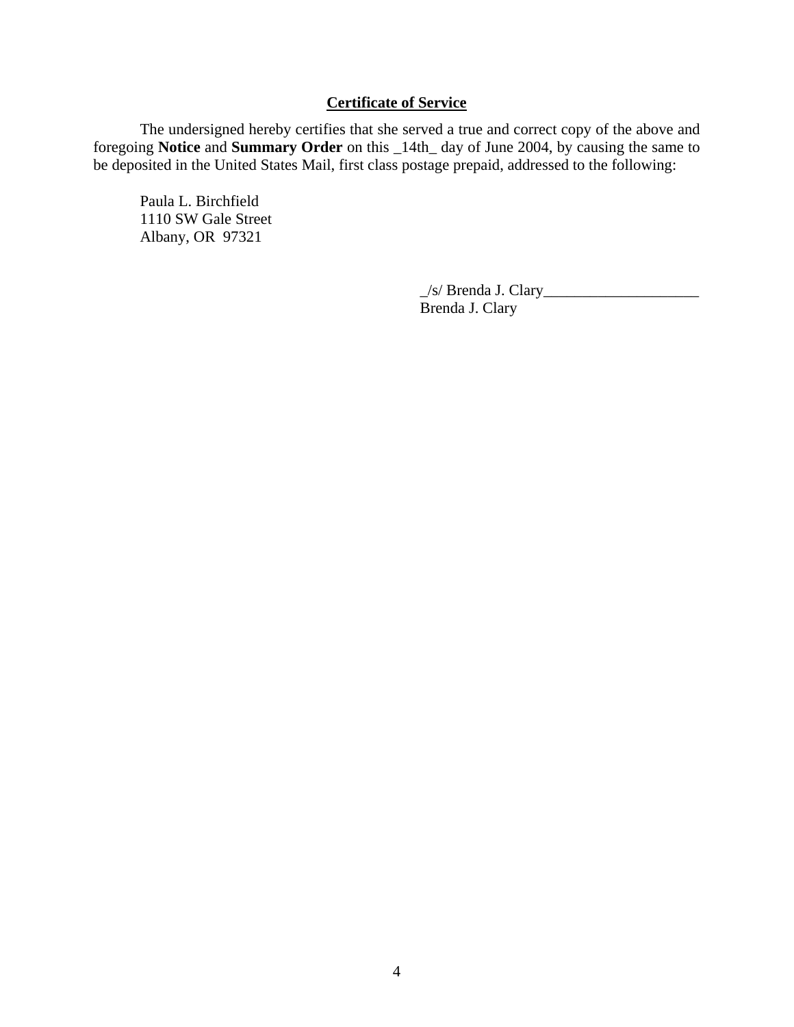## Certificate of Service

The undersigned hereby certifies that she served a true and correct copy of the above and foregoing **Notice** and **Summary Order** on this _14th_ day of June 2004, by causing the same to be deposited in the United States Mail, first class postage prepaid, addressed to the following:

Paula L. Birchfield
1110 SW Gale Street
Albany, OR  97321

_/s/ Brenda J. Clary____________________
Brenda J. Clary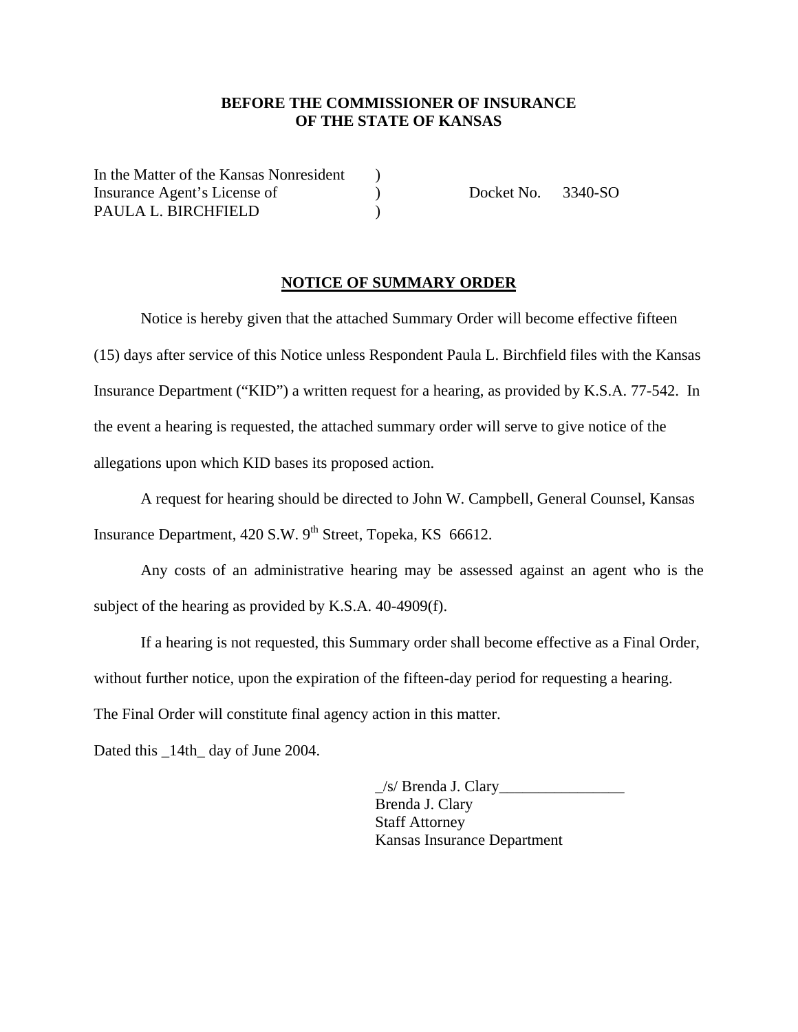**BEFORE THE COMMISSIONER OF INSURANCE OF THE STATE OF KANSAS**

| | | |
|---|---|---|
| In the Matter of the Kansas Nonresident | ) | |
| Insurance Agent's License of | ) | Docket No. 3340-SO |
| PAULA L. BIRCHFIELD | ) | |

## NOTICE OF SUMMARY ORDER

Notice is hereby given that the attached Summary Order will become effective fifteen (15) days after service of this Notice unless Respondent Paula L. Birchfield files with the Kansas Insurance Department ("KID") a written request for a hearing, as provided by K.S.A. 77-542. In the event a hearing is requested, the attached summary order will serve to give notice of the allegations upon which KID bases its proposed action.

A request for hearing should be directed to John W. Campbell, General Counsel, Kansas Insurance Department, 420 S.W. 9th Street, Topeka, KS 66612.

Any costs of an administrative hearing may be assessed against an agent who is the subject of the hearing as provided by K.S.A. 40-4909(f).

If a hearing is not requested, this Summary order shall become effective as a Final Order, without further notice, upon the expiration of the fifteen-day period for requesting a hearing. The Final Order will constitute final agency action in this matter.

Dated this _14th_ day of June 2004.

_/s/ Brenda J. Clary________________
Brenda J. Clary
Staff Attorney
Kansas Insurance Department